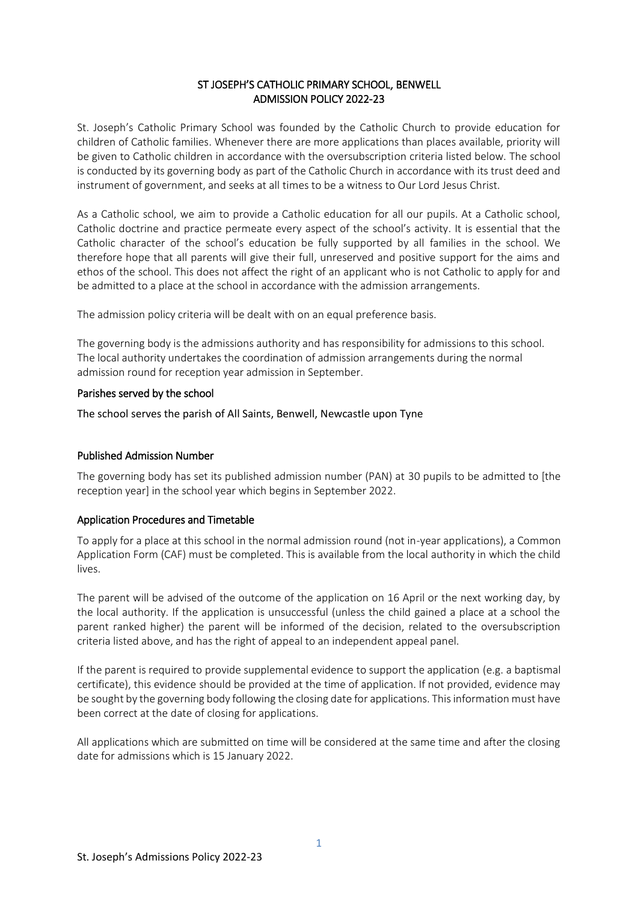# ST JOSEPH'S CATHOLIC PRIMARY SCHOOL, BENWELL
# ADMISSION POLICY 2022-23

St. Joseph's Catholic Primary School was founded by the Catholic Church to provide education for children of Catholic families. Whenever there are more applications than places available, priority will be given to Catholic children in accordance with the oversubscription criteria listed below. The school is conducted by its governing body as part of the Catholic Church in accordance with its trust deed and instrument of government, and seeks at all times to be a witness to Our Lord Jesus Christ.

As a Catholic school, we aim to provide a Catholic education for all our pupils. At a Catholic school, Catholic doctrine and practice permeate every aspect of the school's activity. It is essential that the Catholic character of the school's education be fully supported by all families in the school. We therefore hope that all parents will give their full, unreserved and positive support for the aims and ethos of the school. This does not affect the right of an applicant who is not Catholic to apply for and be admitted to a place at the school in accordance with the admission arrangements.

The admission policy criteria will be dealt with on an equal preference basis.

The governing body is the admissions authority and has responsibility for admissions to this school. The local authority undertakes the coordination of admission arrangements during the normal admission round for reception year admission in September.

## Parishes served by the school

The school serves the parish of All Saints, Benwell, Newcastle upon Tyne

## Published Admission Number

The governing body has set its published admission number (PAN) at 30 pupils to be admitted to [the reception year] in the school year which begins in September 2022.

## Application Procedures and Timetable

To apply for a place at this school in the normal admission round (not in-year applications), a Common Application Form (CAF) must be completed. This is available from the local authority in which the child lives.

The parent will be advised of the outcome of the application on 16 April or the next working day, by the local authority. If the application is unsuccessful (unless the child gained a place at a school the parent ranked higher) the parent will be informed of the decision, related to the oversubscription criteria listed above, and has the right of appeal to an independent appeal panel.

If the parent is required to provide supplemental evidence to support the application (e.g. a baptismal certificate), this evidence should be provided at the time of application. If not provided, evidence may be sought by the governing body following the closing date for applications. This information must have been correct at the date of closing for applications.

All applications which are submitted on time will be considered at the same time and after the closing date for admissions which is 15 January 2022.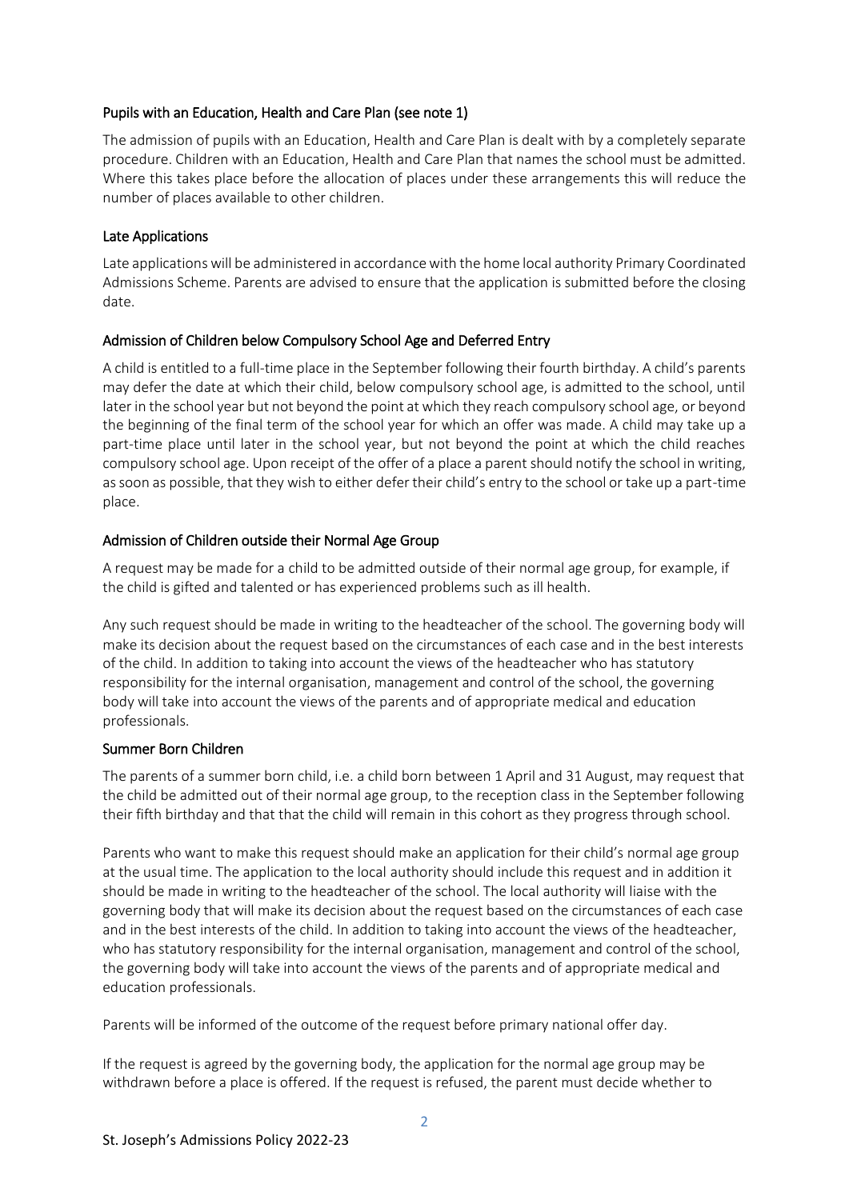### Pupils with an Education, Health and Care Plan (see note 1)

The admission of pupils with an Education, Health and Care Plan is dealt with by a completely separate procedure. Children with an Education, Health and Care Plan that names the school must be admitted. Where this takes place before the allocation of places under these arrangements this will reduce the number of places available to other children.

### Late Applications

Late applications will be administered in accordance with the home local authority Primary Coordinated Admissions Scheme. Parents are advised to ensure that the application is submitted before the closing date.

### Admission of Children below Compulsory School Age and Deferred Entry

A child is entitled to a full-time place in the September following their fourth birthday. A child's parents may defer the date at which their child, below compulsory school age, is admitted to the school, until later in the school year but not beyond the point at which they reach compulsory school age, or beyond the beginning of the final term of the school year for which an offer was made. A child may take up a part-time place until later in the school year, but not beyond the point at which the child reaches compulsory school age. Upon receipt of the offer of a place a parent should notify the school in writing, as soon as possible, that they wish to either defer their child's entry to the school or take up a part-time place.

### Admission of Children outside their Normal Age Group

A request may be made for a child to be admitted outside of their normal age group, for example, if the child is gifted and talented or has experienced problems such as ill health.

Any such request should be made in writing to the headteacher of the school. The governing body will make its decision about the request based on the circumstances of each case and in the best interests of the child. In addition to taking into account the views of the headteacher who has statutory responsibility for the internal organisation, management and control of the school, the governing body will take into account the views of the parents and of appropriate medical and education professionals.

### Summer Born Children

The parents of a summer born child, i.e. a child born between 1 April and 31 August, may request that the child be admitted out of their normal age group, to the reception class in the September following their fifth birthday and that that the child will remain in this cohort as they progress through school.

Parents who want to make this request should make an application for their child's normal age group at the usual time. The application to the local authority should include this request and in addition it should be made in writing to the headteacher of the school. The local authority will liaise with the governing body that will make its decision about the request based on the circumstances of each case and in the best interests of the child. In addition to taking into account the views of the headteacher, who has statutory responsibility for the internal organisation, management and control of the school, the governing body will take into account the views of the parents and of appropriate medical and education professionals.

Parents will be informed of the outcome of the request before primary national offer day.

If the request is agreed by the governing body, the application for the normal age group may be withdrawn before a place is offered. If the request is refused, the parent must decide whether to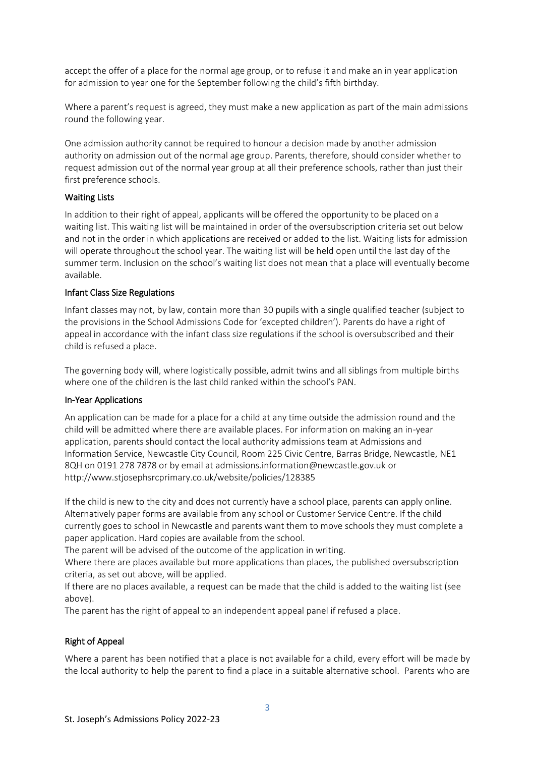accept the offer of a place for the normal age group, or to refuse it and make an in year application for admission to year one for the September following the child's fifth birthday.

Where a parent's request is agreed, they must make a new application as part of the main admissions round the following year.

One admission authority cannot be required to honour a decision made by another admission authority on admission out of the normal age group. Parents, therefore, should consider whether to request admission out of the normal year group at all their preference schools, rather than just their first preference schools.

## Waiting Lists

In addition to their right of appeal, applicants will be offered the opportunity to be placed on a waiting list. This waiting list will be maintained in order of the oversubscription criteria set out below and not in the order in which applications are received or added to the list. Waiting lists for admission will operate throughout the school year. The waiting list will be held open until the last day of the summer term. Inclusion on the school's waiting list does not mean that a place will eventually become available.

## Infant Class Size Regulations

Infant classes may not, by law, contain more than 30 pupils with a single qualified teacher (subject to the provisions in the School Admissions Code for 'excepted children'). Parents do have a right of appeal in accordance with the infant class size regulations if the school is oversubscribed and their child is refused a place.

The governing body will, where logistically possible, admit twins and all siblings from multiple births where one of the children is the last child ranked within the school's PAN.

## In-Year Applications

An application can be made for a place for a child at any time outside the admission round and the child will be admitted where there are available places. For information on making an in-year application, parents should contact the local authority admissions team at Admissions and Information Service, Newcastle City Council, Room 225 Civic Centre, Barras Bridge, Newcastle, NE1 8QH on 0191 278 7878 or by email at admissions.information@newcastle.gov.uk or http://www.stjosephsrcprimary.co.uk/website/policies/128385

If the child is new to the city and does not currently have a school place, parents can apply online. Alternatively paper forms are available from any school or Customer Service Centre. If the child currently goes to school in Newcastle and parents want them to move schools they must complete a paper application. Hard copies are available from the school.

The parent will be advised of the outcome of the application in writing.

Where there are places available but more applications than places, the published oversubscription criteria, as set out above, will be applied.

If there are no places available, a request can be made that the child is added to the waiting list (see above).

The parent has the right of appeal to an independent appeal panel if refused a place.

## Right of Appeal

Where a parent has been notified that a place is not available for a child, every effort will be made by the local authority to help the parent to find a place in a suitable alternative school. Parents who are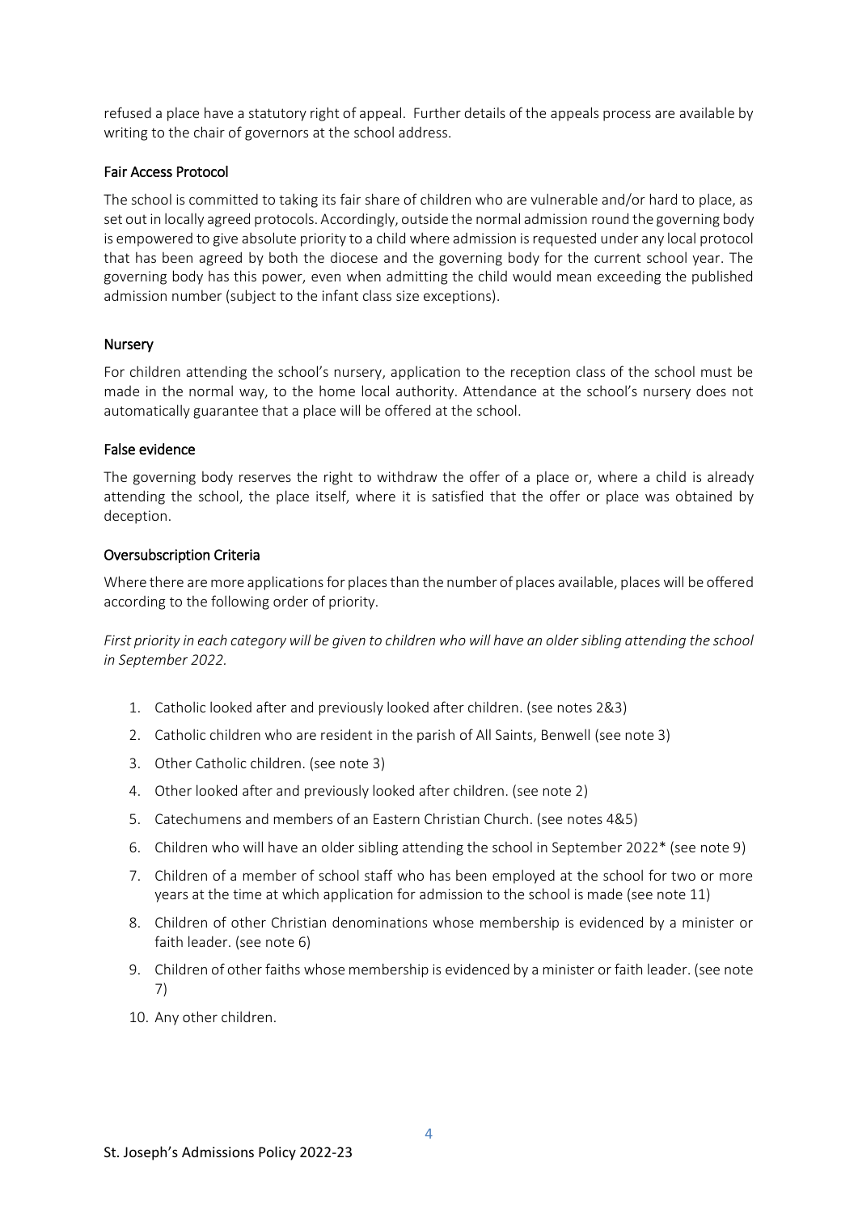refused a place have a statutory right of appeal. Further details of the appeals process are available by writing to the chair of governors at the school address.

### Fair Access Protocol

The school is committed to taking its fair share of children who are vulnerable and/or hard to place, as set out in locally agreed protocols. Accordingly, outside the normal admission round the governing body is empowered to give absolute priority to a child where admission is requested under any local protocol that has been agreed by both the diocese and the governing body for the current school year. The governing body has this power, even when admitting the child would mean exceeding the published admission number (subject to the infant class size exceptions).

### Nursery

For children attending the school's nursery, application to the reception class of the school must be made in the normal way, to the home local authority. Attendance at the school's nursery does not automatically guarantee that a place will be offered at the school.

### False evidence

The governing body reserves the right to withdraw the offer of a place or, where a child is already attending the school, the place itself, where it is satisfied that the offer or place was obtained by deception.

### Oversubscription Criteria

Where there are more applications for places than the number of places available, places will be offered according to the following order of priority.

*First priority in each category will be given to children who will have an older sibling attending the school in September 2022.*

1. Catholic looked after and previously looked after children. (see notes 2&3)
2. Catholic children who are resident in the parish of All Saints, Benwell (see note 3)
3. Other Catholic children. (see note 3)
4. Other looked after and previously looked after children. (see note 2)
5. Catechumens and members of an Eastern Christian Church. (see notes 4&5)
6. Children who will have an older sibling attending the school in September 2022* (see note 9)
7. Children of a member of school staff who has been employed at the school for two or more years at the time at which application for admission to the school is made (see note 11)
8. Children of other Christian denominations whose membership is evidenced by a minister or faith leader. (see note 6)
9. Children of other faiths whose membership is evidenced by a minister or faith leader. (see note 7)
10. Any other children.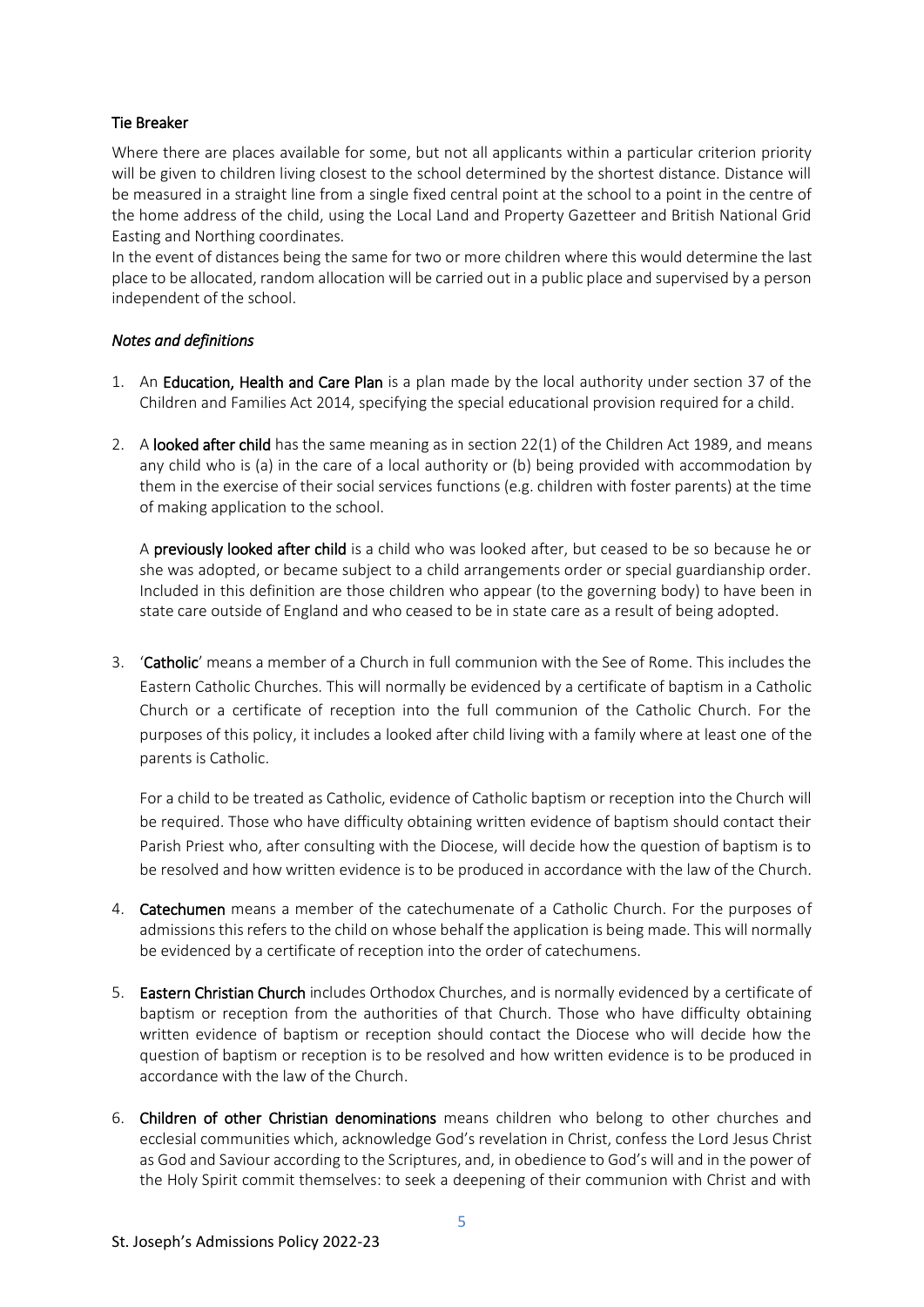### Tie Breaker

Where there are places available for some, but not all applicants within a particular criterion priority will be given to children living closest to the school determined by the shortest distance. Distance will be measured in a straight line from a single fixed central point at the school to a point in the centre of the home address of the child, using the Local Land and Property Gazetteer and British National Grid Easting and Northing coordinates.

In the event of distances being the same for two or more children where this would determine the last place to be allocated, random allocation will be carried out in a public place and supervised by a person independent of the school.

### *Notes and definitions*

1. An **Education, Health and Care Plan** is a plan made by the local authority under section 37 of the Children and Families Act 2014, specifying the special educational provision required for a child.

2. A **looked after child** has the same meaning as in section 22(1) of the Children Act 1989, and means any child who is (a) in the care of a local authority or (b) being provided with accommodation by them in the exercise of their social services functions (e.g. children with foster parents) at the time of making application to the school.

   A **previously looked after child** is a child who was looked after, but ceased to be so because he or she was adopted, or became subject to a child arrangements order or special guardianship order. Included in this definition are those children who appear (to the governing body) to have been in state care outside of England and who ceased to be in state care as a result of being adopted.

3. '**Catholic**' means a member of a Church in full communion with the See of Rome. This includes the Eastern Catholic Churches. This will normally be evidenced by a certificate of baptism in a Catholic Church or a certificate of reception into the full communion of the Catholic Church. For the purposes of this policy, it includes a looked after child living with a family where at least one of the parents is Catholic.

   For a child to be treated as Catholic, evidence of Catholic baptism or reception into the Church will be required. Those who have difficulty obtaining written evidence of baptism should contact their Parish Priest who, after consulting with the Diocese, will decide how the question of baptism is to be resolved and how written evidence is to be produced in accordance with the law of the Church.

4. **Catechumen** means a member of the catechumenate of a Catholic Church. For the purposes of admissions this refers to the child on whose behalf the application is being made. This will normally be evidenced by a certificate of reception into the order of catechumens.

5. **Eastern Christian Church** includes Orthodox Churches, and is normally evidenced by a certificate of baptism or reception from the authorities of that Church. Those who have difficulty obtaining written evidence of baptism or reception should contact the Diocese who will decide how the question of baptism or reception is to be resolved and how written evidence is to be produced in accordance with the law of the Church.

6. **Children of other Christian denominations** means children who belong to other churches and ecclesial communities which, acknowledge God's revelation in Christ, confess the Lord Jesus Christ as God and Saviour according to the Scriptures, and, in obedience to God's will and in the power of the Holy Spirit commit themselves: to seek a deepening of their communion with Christ and with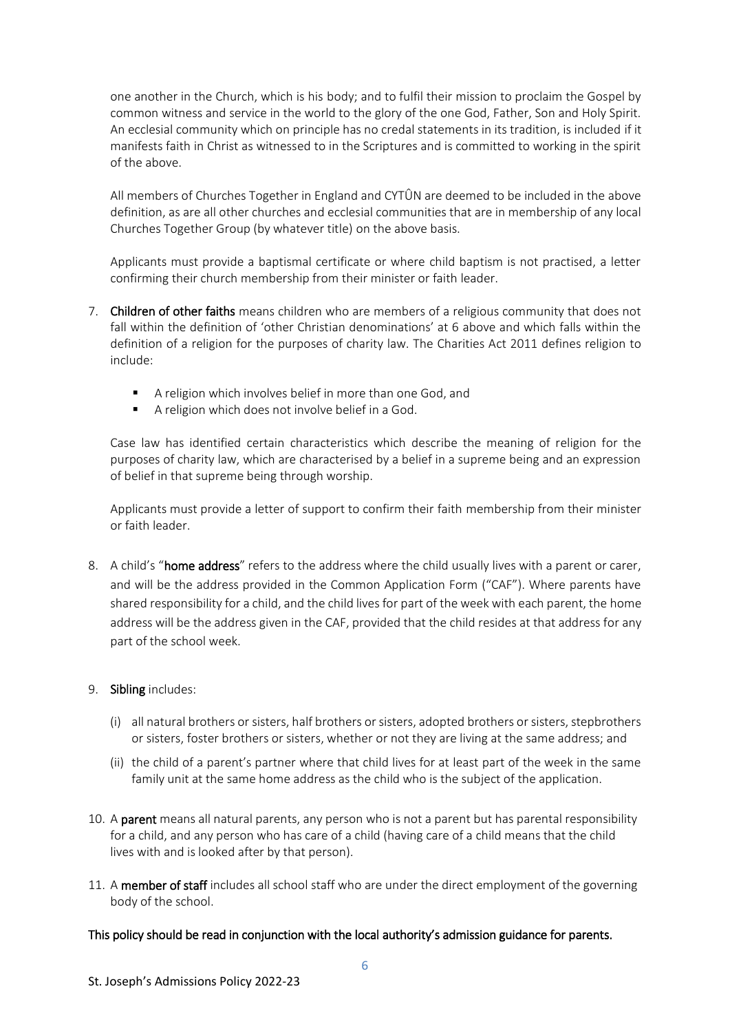one another in the Church, which is his body; and to fulfil their mission to proclaim the Gospel by common witness and service in the world to the glory of the one God, Father, Son and Holy Spirit. An ecclesial community which on principle has no credal statements in its tradition, is included if it manifests faith in Christ as witnessed to in the Scriptures and is committed to working in the spirit of the above.

All members of Churches Together in England and CYTÛN are deemed to be included in the above definition, as are all other churches and ecclesial communities that are in membership of any local Churches Together Group (by whatever title) on the above basis.

Applicants must provide a baptismal certificate or where child baptism is not practised, a letter confirming their church membership from their minister or faith leader.

7. **Children of other faiths** means children who are members of a religious community that does not fall within the definition of 'other Christian denominations' at 6 above and which falls within the definition of a religion for the purposes of charity law. The Charities Act 2011 defines religion to include:

   - A religion which involves belief in more than one God, and
   - A religion which does not involve belief in a God.

   Case law has identified certain characteristics which describe the meaning of religion for the purposes of charity law, which are characterised by a belief in a supreme being and an expression of belief in that supreme being through worship.

   Applicants must provide a letter of support to confirm their faith membership from their minister or faith leader.

8. A child's "**home address**" refers to the address where the child usually lives with a parent or carer, and will be the address provided in the Common Application Form ("CAF"). Where parents have shared responsibility for a child, and the child lives for part of the week with each parent, the home address will be the address given in the CAF, provided that the child resides at that address for any part of the school week.

9. **Sibling** includes:

   (i) all natural brothers or sisters, half brothers or sisters, adopted brothers or sisters, stepbrothers or sisters, foster brothers or sisters, whether or not they are living at the same address; and

   (ii) the child of a parent's partner where that child lives for at least part of the week in the same family unit at the same home address as the child who is the subject of the application.

10. A **parent** means all natural parents, any person who is not a parent but has parental responsibility for a child, and any person who has care of a child (having care of a child means that the child lives with and is looked after by that person).

11. A **member of staff** includes all school staff who are under the direct employment of the governing body of the school.

**This policy should be read in conjunction with the local authority's admission guidance for parents.**